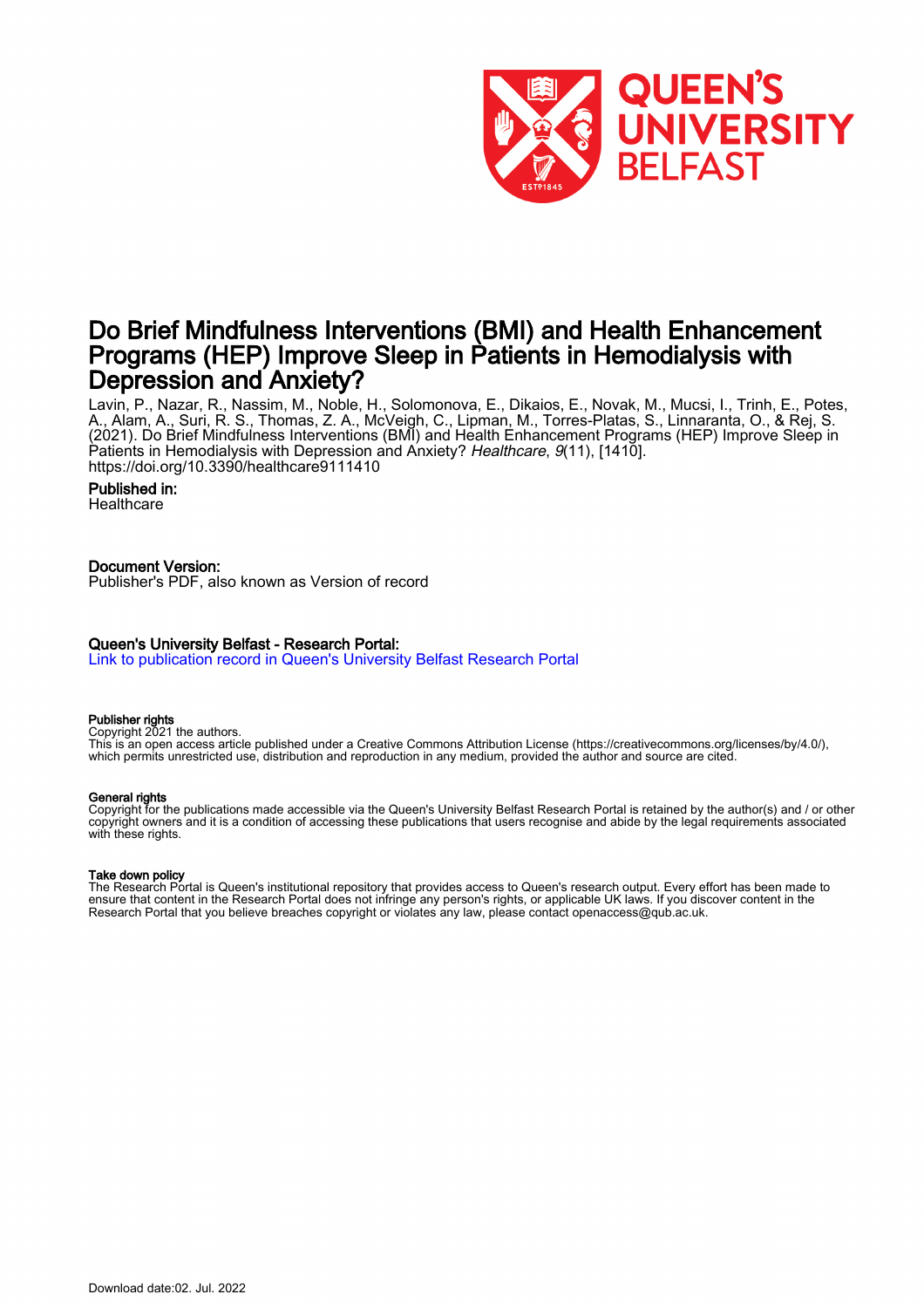# Do Brief Mindfulness Interventions (BMI) and Health Enhancement Programs (HEP) Improve Sleep in Patients in Hemodialysis with Depression and Anxiety?

Lavin, P., Nazar, R., Nassim, M., Noble, H., Solomonova, E., Dikaios, E., Novak, M., Mucsi, I., Trinh, E., Potes, A., Alam, A., Suri, R. S., Thomas, Z. A., McVeigh, C., Lipman, M., Torres-Platas, S., Linnaranta, O., & Rej, S. (2021). Do Brief Mindfulness Interventions (BMI) and Health Enhancement Programs (HEP) Improve Sleep in Patients in Hemodialysis with Depression and Anxiety? *Healthcare*, *9*(11), [1410]. https://doi.org/10.3390/healthcare9111410

**Published in:**
Healthcare

**Document Version:**
Publisher's PDF, also known as Version of record

**Queen's University Belfast - Research Portal:**
[Link to publication record in Queen's University Belfast Research Portal]

**Publisher rights**
Copyright 2021 the authors.
This is an open access article published under a Creative Commons Attribution License (https://creativecommons.org/licenses/by/4.0/), which permits unrestricted use, distribution and reproduction in any medium, provided the author and source are cited.

**General rights**
Copyright for the publications made accessible via the Queen's University Belfast Research Portal is retained by the author(s) and / or other copyright owners and it is a condition of accessing these publications that users recognise and abide by the legal requirements associated with these rights.

**Take down policy**
The Research Portal is Queen's institutional repository that provides access to Queen's research output. Every effort has been made to ensure that content in the Research Portal does not infringe any person's rights, or applicable UK laws. If you discover content in the Research Portal that you believe breaches copyright or violates any law, please contact openaccess@qub.ac.uk.

Download date:02. Jul. 2022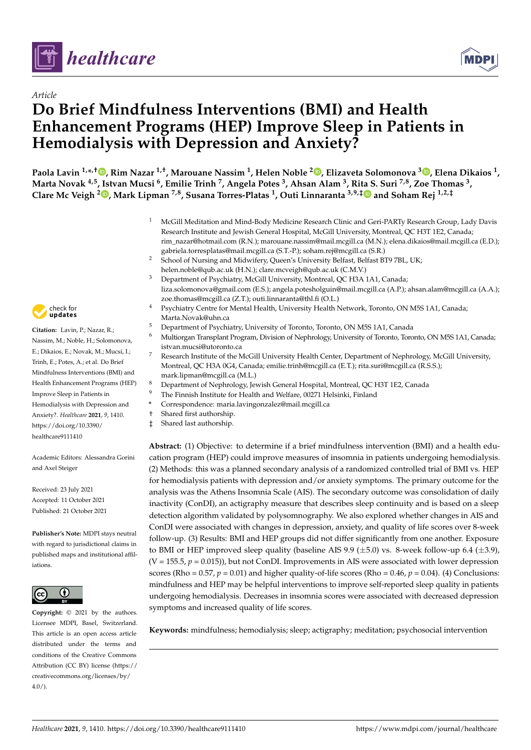# Do Brief Mindfulness Interventions (BMI) and Health Enhancement Programs (HEP) Improve Sleep in Patients in Hemodialysis with Depression and Anxiety?

Article

**Paola Lavin [1,*,†], Rim Nazar [1,†], Marouane Nassim [1], Helen Noble [2], Elizaveta Solomonova [3], Elena Dikaios [1], Marta Novak [4,5], Istvan Mucsi [6], Emilie Trinh [7], Angela Potes [3], Ahsan Alam [3], Rita S. Suri [7,8], Zoe Thomas [3], Clare Mc Veigh [2], Mark Lipman [7,8], Susana Torres-Platas [1], Outi Linnaranta [3,9,‡] and Soham Rej [1,2,‡]**

[1] McGill Meditation and Mind-Body Medicine Research Clinic and Geri-PARTy Research Group, Lady Davis Research Institute and Jewish General Hospital, McGill University, Montreal, QC H3T 1E2, Canada; rim_nazar@hotmail.com (R.N.); marouane.nassim@mail.mcgill.ca (M.N.); elena.dikaios@mail.mcgill.ca (E.D.); gabriela.torresplatas@mail.mcgill.ca (S.T.-P.); soham.rej@mcgill.ca (S.R.)

[2] School of Nursing and Midwifery, Queen's University Belfast, Belfast BT9 7BL, UK; helen.noble@qub.ac.uk (H.N.); clare.mcveigh@qub.ac.uk (C.M.V.)

[3] Department of Psychiatry, McGill University, Montreal, QC H3A 1A1, Canada; liza.solomonova@gmail.com (E.S.); angela.potesholguin@mail.mcgill.ca (A.P.); ahsan.alam@mcgill.ca (A.A.); zoe.thomas@mcgill.ca (Z.T.); outi.linnaranta@thl.fi (O.L.)

[4] Psychiatry Centre for Mental Health, University Health Network, Toronto, ON M5S 1A1, Canada; Marta.Novak@uhn.ca

[5] Department of Psychiatry, University of Toronto, Toronto, ON M5S 1A1, Canada

[6] Multiorgan Transplant Program, Division of Nephrology, University of Toronto, Toronto, ON M5S 1A1, Canada; istvan.mucsi@utoronto.ca

[7] Research Institute of the McGill University Health Center, Department of Nephrology, McGill University, Montreal, QC H3A 0G4, Canada; emilie.trinh@mcgill.ca (E.T.); rita.suri@mcgill.ca (R.S.S.); mark.lipman@mcgill.ca (M.L.)

[8] Department of Nephrology, Jewish General Hospital, Montreal, QC H3T 1E2, Canada

[9] The Finnish Institute for Health and Welfare, 00271 Helsinki, Finland

\* Correspondence: maria.lavingonzalez@mail.mcgill.ca

† Shared first authorship.

‡ Shared last authorship.

**Citation:** Lavin, P.; Nazar, R.; Nassim, M.; Noble, H.; Solomonova, E.; Dikaios, E.; Novak, M.; Mucsi, I.; Trinh, E.; Potes, A.; et al. Do Brief Mindfulness Interventions (BMI) and Health Enhancement Programs (HEP) Improve Sleep in Patients in Hemodialysis with Depression and Anxiety?. *Healthcare* **2021**, *9*, 1410. https://doi.org/10.3390/healthcare9111410

Academic Editors: Alessandra Gorini and Axel Steiger

Received: 23 July 2021
Accepted: 11 October 2021
Published: 21 October 2021

**Publisher's Note:** MDPI stays neutral with regard to jurisdictional claims in published maps and institutional affiliations.

**Copyright:** © 2021 by the authors. Licensee MDPI, Basel, Switzerland. This article is an open access article distributed under the terms and conditions of the Creative Commons Attribution (CC BY) license (https://creativecommons.org/licenses/by/4.0/).

**Abstract:** (1) Objective: to determine if a brief mindfulness intervention (BMI) and a health education program (HEP) could improve measures of insomnia in patients undergoing hemodialysis. (2) Methods: this was a planned secondary analysis of a randomized controlled trial of BMI vs. HEP for hemodialysis patients with depression and/or anxiety symptoms. The primary outcome for the analysis was the Athens Insomnia Scale (AIS). The secondary outcome was consolidation of daily inactivity (ConDI), an actigraphy measure that describes sleep continuity and is based on a sleep detection algorithm validated by polysomnography. We also explored whether changes in AIS and ConDI were associated with changes in depression, anxiety, and quality of life scores over 8-week follow-up. (3) Results: BMI and HEP groups did not differ significantly from one another. Exposure to BMI or HEP improved sleep quality (baseline AIS 9.9 (±5.0) vs. 8-week follow-up 6.4 (±3.9), (V = 155.5, $p = 0.015$)), but not ConDI. Improvements in AIS were associated with lower depression scores (Rho = 0.57, $p = 0.01$) and higher quality-of-life scores (Rho = 0.46, $p = 0.04$). (4) Conclusions: mindfulness and HEP may be helpful interventions to improve self-reported sleep quality in patients undergoing hemodialysis. Decreases in insomnia scores were associated with decreased depression symptoms and increased quality of life scores.

**Keywords:** mindfulness; hemodialysis; sleep; actigraphy; meditation; psychosocial intervention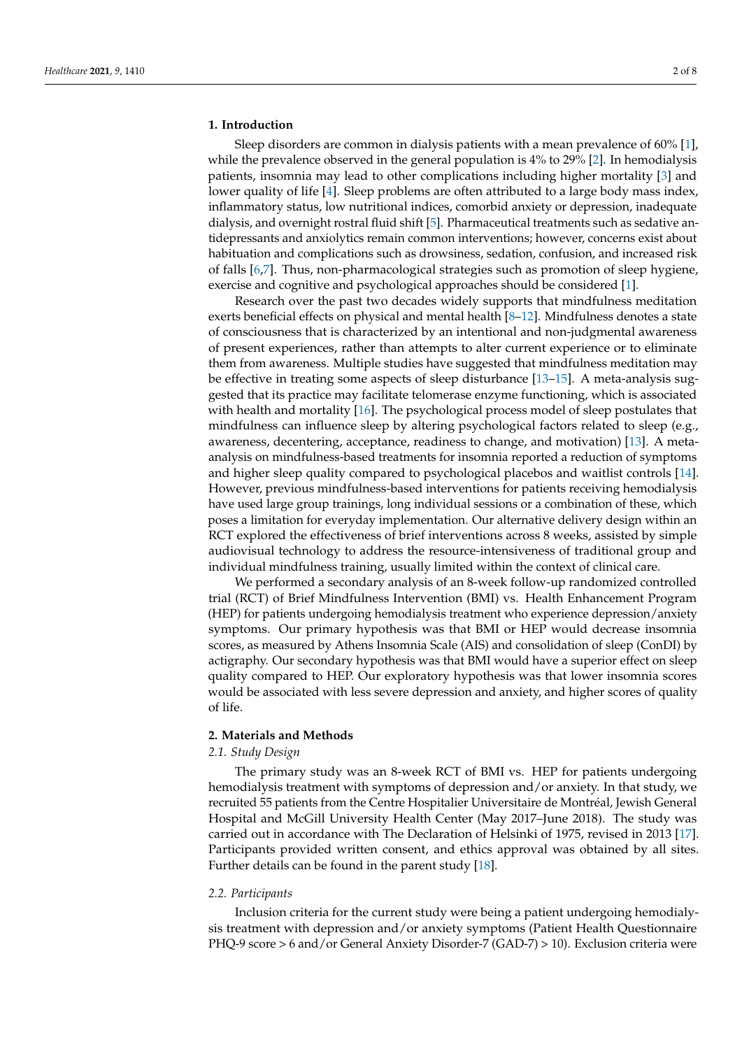## 1. Introduction

Sleep disorders are common in dialysis patients with a mean prevalence of 60% [1], while the prevalence observed in the general population is 4% to 29% [2]. In hemodialysis patients, insomnia may lead to other complications including higher mortality [3] and lower quality of life [4]. Sleep problems are often attributed to a large body mass index, inflammatory status, low nutritional indices, comorbid anxiety or depression, inadequate dialysis, and overnight rostral fluid shift [5]. Pharmaceutical treatments such as sedative antidepressants and anxiolytics remain common interventions; however, concerns exist about habituation and complications such as drowsiness, sedation, confusion, and increased risk of falls [6,7]. Thus, non-pharmacological strategies such as promotion of sleep hygiene, exercise and cognitive and psychological approaches should be considered [1].

Research over the past two decades widely supports that mindfulness meditation exerts beneficial effects on physical and mental health [8–12]. Mindfulness denotes a state of consciousness that is characterized by an intentional and non-judgmental awareness of present experiences, rather than attempts to alter current experience or to eliminate them from awareness. Multiple studies have suggested that mindfulness meditation may be effective in treating some aspects of sleep disturbance [13–15]. A meta-analysis suggested that its practice may facilitate telomerase enzyme functioning, which is associated with health and mortality [16]. The psychological process model of sleep postulates that mindfulness can influence sleep by altering psychological factors related to sleep (e.g., awareness, decentering, acceptance, readiness to change, and motivation) [13]. A meta-analysis on mindfulness-based treatments for insomnia reported a reduction of symptoms and higher sleep quality compared to psychological placebos and waitlist controls [14]. However, previous mindfulness-based interventions for patients receiving hemodialysis have used large group trainings, long individual sessions or a combination of these, which poses a limitation for everyday implementation. Our alternative delivery design within an RCT explored the effectiveness of brief interventions across 8 weeks, assisted by simple audiovisual technology to address the resource-intensiveness of traditional group and individual mindfulness training, usually limited within the context of clinical care.

We performed a secondary analysis of an 8-week follow-up randomized controlled trial (RCT) of Brief Mindfulness Intervention (BMI) vs. Health Enhancement Program (HEP) for patients undergoing hemodialysis treatment who experience depression/anxiety symptoms. Our primary hypothesis was that BMI or HEP would decrease insomnia scores, as measured by Athens Insomnia Scale (AIS) and consolidation of sleep (ConDI) by actigraphy. Our secondary hypothesis was that BMI would have a superior effect on sleep quality compared to HEP. Our exploratory hypothesis was that lower insomnia scores would be associated with less severe depression and anxiety, and higher scores of quality of life.

## 2. Materials and Methods

### *2.1. Study Design*

The primary study was an 8-week RCT of BMI vs. HEP for patients undergoing hemodialysis treatment with symptoms of depression and/or anxiety. In that study, we recruited 55 patients from the Centre Hospitalier Universitaire de Montréal, Jewish General Hospital and McGill University Health Center (May 2017–June 2018). The study was carried out in accordance with The Declaration of Helsinki of 1975, revised in 2013 [17]. Participants provided written consent, and ethics approval was obtained by all sites. Further details can be found in the parent study [18].

### *2.2. Participants*

Inclusion criteria for the current study were being a patient undergoing hemodialysis treatment with depression and/or anxiety symptoms (Patient Health Questionnaire PHQ-9 score > 6 and/or General Anxiety Disorder-7 (GAD-7) > 10). Exclusion criteria were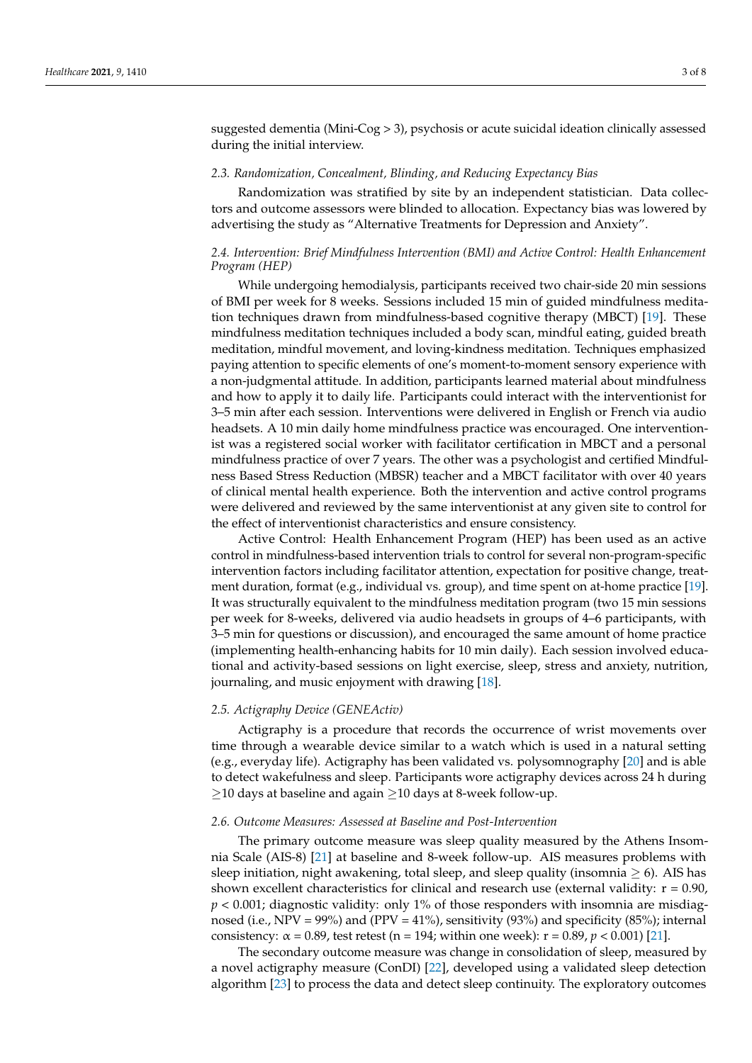suggested dementia (Mini-Cog > 3), psychosis or acute suicidal ideation clinically assessed during the initial interview.

### *2.3. Randomization, Concealment, Blinding, and Reducing Expectancy Bias*

Randomization was stratified by site by an independent statistician. Data collectors and outcome assessors were blinded to allocation. Expectancy bias was lowered by advertising the study as "Alternative Treatments for Depression and Anxiety".

### *2.4. Intervention: Brief Mindfulness Intervention (BMI) and Active Control: Health Enhancement Program (HEP)*

While undergoing hemodialysis, participants received two chair-side 20 min sessions of BMI per week for 8 weeks. Sessions included 15 min of guided mindfulness meditation techniques drawn from mindfulness-based cognitive therapy (MBCT) [19]. These mindfulness meditation techniques included a body scan, mindful eating, guided breath meditation, mindful movement, and loving-kindness meditation. Techniques emphasized paying attention to specific elements of one's moment-to-moment sensory experience with a non-judgmental attitude. In addition, participants learned material about mindfulness and how to apply it to daily life. Participants could interact with the interventionist for 3–5 min after each session. Interventions were delivered in English or French via audio headsets. A 10 min daily home mindfulness practice was encouraged. One interventionist was a registered social worker with facilitator certification in MBCT and a personal mindfulness practice of over 7 years. The other was a psychologist and certified Mindfulness Based Stress Reduction (MBSR) teacher and a MBCT facilitator with over 40 years of clinical mental health experience. Both the intervention and active control programs were delivered and reviewed by the same interventionist at any given site to control for the effect of interventionist characteristics and ensure consistency.

Active Control: Health Enhancement Program (HEP) has been used as an active control in mindfulness-based intervention trials to control for several non-program-specific intervention factors including facilitator attention, expectation for positive change, treatment duration, format (e.g., individual vs. group), and time spent on at-home practice [19]. It was structurally equivalent to the mindfulness meditation program (two 15 min sessions per week for 8-weeks, delivered via audio headsets in groups of 4–6 participants, with 3–5 min for questions or discussion), and encouraged the same amount of home practice (implementing health-enhancing habits for 10 min daily). Each session involved educational and activity-based sessions on light exercise, sleep, stress and anxiety, nutrition, journaling, and music enjoyment with drawing [18].

### *2.5. Actigraphy Device (GENEActiv)*

Actigraphy is a procedure that records the occurrence of wrist movements over time through a wearable device similar to a watch which is used in a natural setting (e.g., everyday life). Actigraphy has been validated vs. polysomnography [20] and is able to detect wakefulness and sleep. Participants wore actigraphy devices across 24 h during $\geq$10 days at baseline and again $\geq$10 days at 8-week follow-up.

### *2.6. Outcome Measures: Assessed at Baseline and Post-Intervention*

The primary outcome measure was sleep quality measured by the Athens Insomnia Scale (AIS-8) [21] at baseline and 8-week follow-up. AIS measures problems with sleep initiation, night awakening, total sleep, and sleep quality (insomnia $\geq$ 6). AIS has shown excellent characteristics for clinical and research use (external validity: r = 0.90, $p < 0.001$; diagnostic validity: only 1% of those responders with insomnia are misdiagnosed (i.e., NPV = 99%) and (PPV = 41%), sensitivity (93%) and specificity (85%); internal consistency: $\alpha = 0.89$, test retest (n = 194; within one week): r = 0.89, $p < 0.001$) [21].

The secondary outcome measure was change in consolidation of sleep, measured by a novel actigraphy measure (ConDI) [22], developed using a validated sleep detection algorithm [23] to process the data and detect sleep continuity. The exploratory outcomes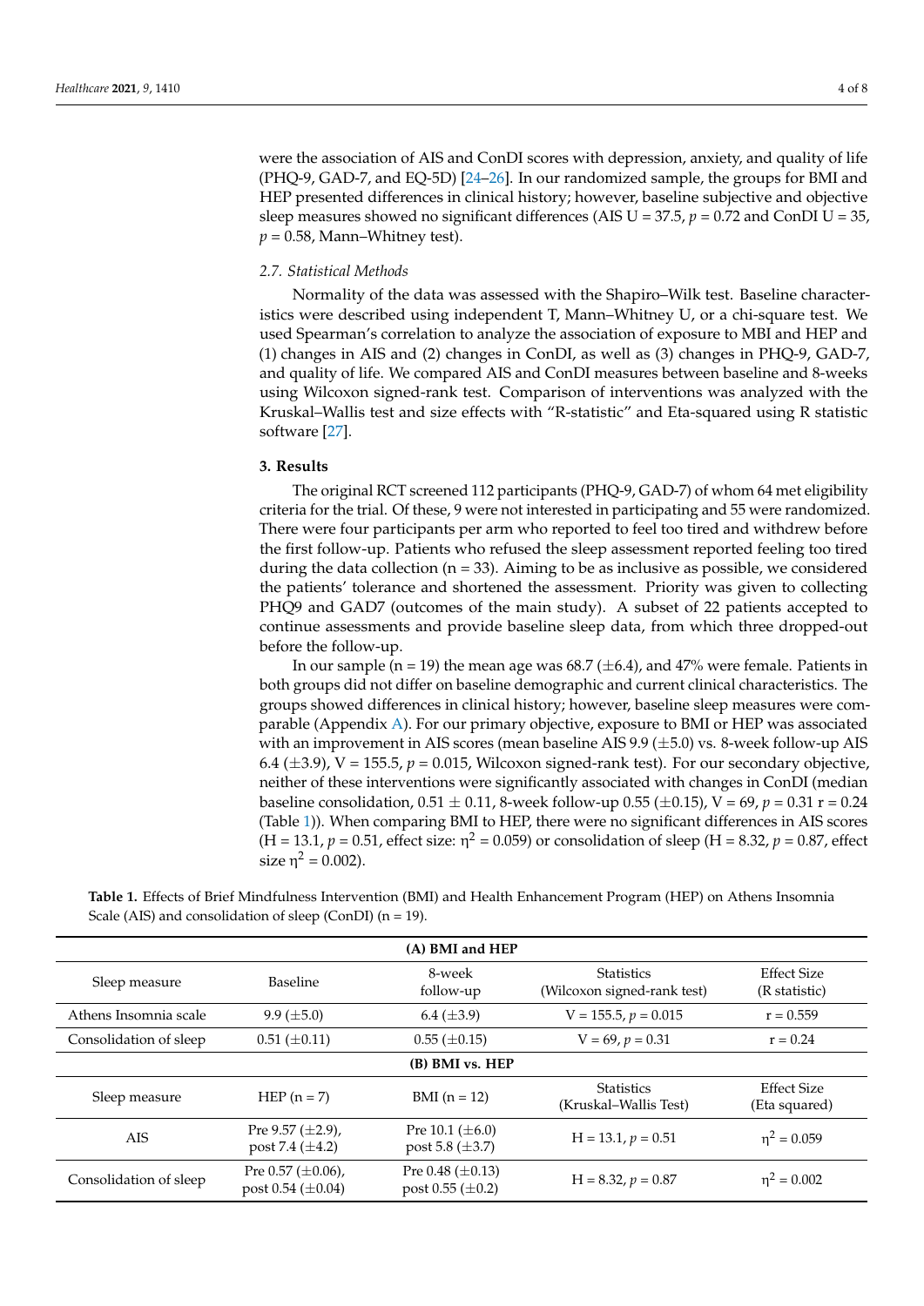were the association of AIS and ConDI scores with depression, anxiety, and quality of life (PHQ-9, GAD-7, and EQ-5D) [24–26]. In our randomized sample, the groups for BMI and HEP presented differences in clinical history; however, baseline subjective and objective sleep measures showed no significant differences (AIS U = 37.5, $p = 0.72$ and ConDI U = 35, $p = 0.58$, Mann–Whitney test).

### 2.7. Statistical Methods

Normality of the data was assessed with the Shapiro–Wilk test. Baseline characteristics were described using independent T, Mann–Whitney U, or a chi-square test. We used Spearman's correlation to analyze the association of exposure to MBI and HEP and (1) changes in AIS and (2) changes in ConDI, as well as (3) changes in PHQ-9, GAD-7, and quality of life. We compared AIS and ConDI measures between baseline and 8-weeks using Wilcoxon signed-rank test. Comparison of interventions was analyzed with the Kruskal–Wallis test and size effects with "R-statistic" and Eta-squared using R statistic software [27].

## 3. Results

The original RCT screened 112 participants (PHQ-9, GAD-7) of whom 64 met eligibility criteria for the trial. Of these, 9 were not interested in participating and 55 were randomized. There were four participants per arm who reported to feel too tired and withdrew before the first follow-up. Patients who refused the sleep assessment reported feeling too tired during the data collection (n = 33). Aiming to be as inclusive as possible, we considered the patients' tolerance and shortened the assessment. Priority was given to collecting PHQ9 and GAD7 (outcomes of the main study). A subset of 22 patients accepted to continue assessments and provide baseline sleep data, from which three dropped-out before the follow-up.

In our sample (n = 19) the mean age was 68.7 (±6.4), and 47% were female. Patients in both groups did not differ on baseline demographic and current clinical characteristics. The groups showed differences in clinical history; however, baseline sleep measures were comparable (Appendix A). For our primary objective, exposure to BMI or HEP was associated with an improvement in AIS scores (mean baseline AIS 9.9 (±5.0) vs. 8-week follow-up AIS 6.4 (±3.9), V = 155.5, $p = 0.015$, Wilcoxon signed-rank test). For our secondary objective, neither of these interventions were significantly associated with changes in ConDI (median baseline consolidation, 0.51 ± 0.11, 8-week follow-up 0.55 (±0.15), V = 69, $p = 0.31$ r = 0.24 (Table 1)). When comparing BMI to HEP, there were no significant differences in AIS scores (H = 13.1, $p = 0.51$, effect size: $\eta^2 = 0.059$) or consolidation of sleep (H = 8.32, $p = 0.87$, effect size $\eta^2 = 0.002$).

**Table 1.** Effects of Brief Mindfulness Intervention (BMI) and Health Enhancement Program (HEP) on Athens Insomnia Scale (AIS) and consolidation of sleep (ConDI) (n = 19).

| (A) BMI and HEP | | | | |
|---|---|---|---|---|
| Sleep measure | Baseline | 8-week follow-up | Statistics (Wilcoxon signed-rank test) | Effect Size (R statistic) |
| Athens Insomnia scale | 9.9 (±5.0) | 6.4 (±3.9) | V = 155.5, $p = 0.015$ | r = 0.559 |
| Consolidation of sleep | 0.51 (±0.11) | 0.55 (±0.15) | V = 69, $p = 0.31$ | r = 0.24 |
| **(B) BMI vs. HEP** | | | | |
| Sleep measure | HEP (n = 7) | BMI (n = 12) | Statistics (Kruskal–Wallis Test) | Effect Size (Eta squared) |
| AIS | Pre 9.57 (±2.9), post 7.4 (±4.2) | Pre 10.1 (±6.0) post 5.8 (±3.7) | H = 13.1, $p = 0.51$ | $\eta^2 = 0.059$ |
| Consolidation of sleep | Pre 0.57 (±0.06), post 0.54 (±0.04) | Pre 0.48 (±0.13) post 0.55 (±0.2) | H = 8.32, $p = 0.87$ | $\eta^2 = 0.002$ |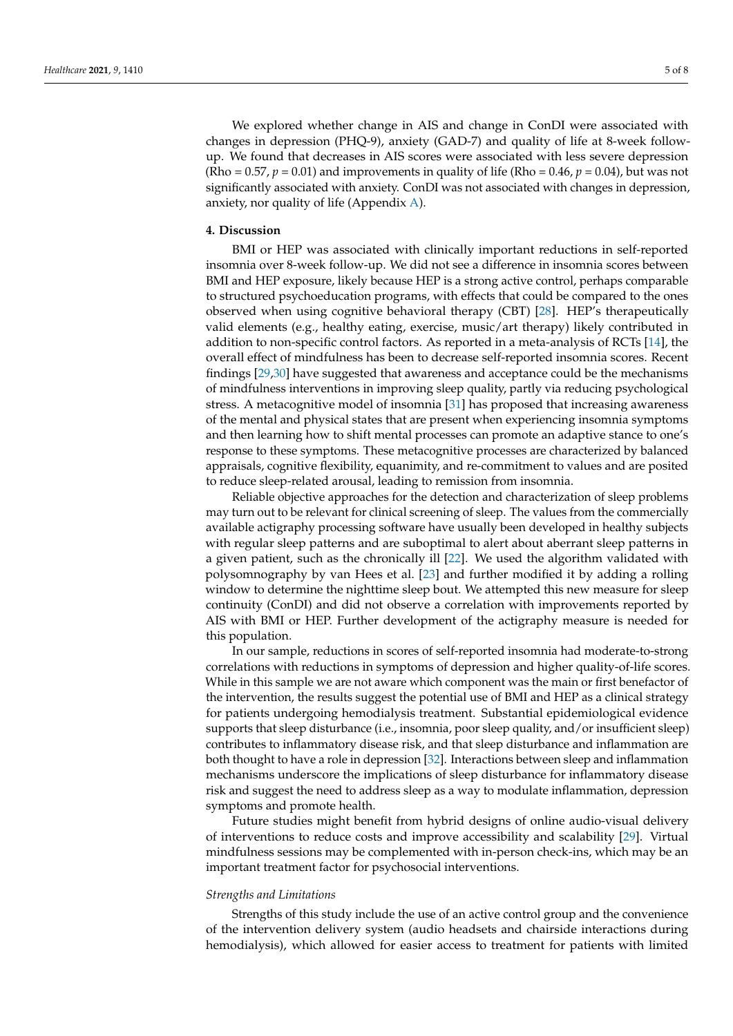We explored whether change in AIS and change in ConDI were associated with changes in depression (PHQ-9), anxiety (GAD-7) and quality of life at 8-week follow-up. We found that decreases in AIS scores were associated with less severe depression (Rho = 0.57, $p = 0.01$) and improvements in quality of life (Rho = 0.46, $p = 0.04$), but was not significantly associated with anxiety. ConDI was not associated with changes in depression, anxiety, nor quality of life (Appendix A).

## 4. Discussion

BMI or HEP was associated with clinically important reductions in self-reported insomnia over 8-week follow-up. We did not see a difference in insomnia scores between BMI and HEP exposure, likely because HEP is a strong active control, perhaps comparable to structured psychoeducation programs, with effects that could be compared to the ones observed when using cognitive behavioral therapy (CBT) [28]. HEP's therapeutically valid elements (e.g., healthy eating, exercise, music/art therapy) likely contributed in addition to non-specific control factors. As reported in a meta-analysis of RCTs [14], the overall effect of mindfulness has been to decrease self-reported insomnia scores. Recent findings [29,30] have suggested that awareness and acceptance could be the mechanisms of mindfulness interventions in improving sleep quality, partly via reducing psychological stress. A metacognitive model of insomnia [31] has proposed that increasing awareness of the mental and physical states that are present when experiencing insomnia symptoms and then learning how to shift mental processes can promote an adaptive stance to one's response to these symptoms. These metacognitive processes are characterized by balanced appraisals, cognitive flexibility, equanimity, and re-commitment to values and are posited to reduce sleep-related arousal, leading to remission from insomnia.

Reliable objective approaches for the detection and characterization of sleep problems may turn out to be relevant for clinical screening of sleep. The values from the commercially available actigraphy processing software have usually been developed in healthy subjects with regular sleep patterns and are suboptimal to alert about aberrant sleep patterns in a given patient, such as the chronically ill [22]. We used the algorithm validated with polysomnography by van Hees et al. [23] and further modified it by adding a rolling window to determine the nighttime sleep bout. We attempted this new measure for sleep continuity (ConDI) and did not observe a correlation with improvements reported by AIS with BMI or HEP. Further development of the actigraphy measure is needed for this population.

In our sample, reductions in scores of self-reported insomnia had moderate-to-strong correlations with reductions in symptoms of depression and higher quality-of-life scores. While in this sample we are not aware which component was the main or first benefactor of the intervention, the results suggest the potential use of BMI and HEP as a clinical strategy for patients undergoing hemodialysis treatment. Substantial epidemiological evidence supports that sleep disturbance (i.e., insomnia, poor sleep quality, and/or insufficient sleep) contributes to inflammatory disease risk, and that sleep disturbance and inflammation are both thought to have a role in depression [32]. Interactions between sleep and inflammation mechanisms underscore the implications of sleep disturbance for inflammatory disease risk and suggest the need to address sleep as a way to modulate inflammation, depression symptoms and promote health.

Future studies might benefit from hybrid designs of online audio-visual delivery of interventions to reduce costs and improve accessibility and scalability [29]. Virtual mindfulness sessions may be complemented with in-person check-ins, which may be an important treatment factor for psychosocial interventions.

### *Strengths and Limitations*

Strengths of this study include the use of an active control group and the convenience of the intervention delivery system (audio headsets and chairside interactions during hemodialysis), which allowed for easier access to treatment for patients with limited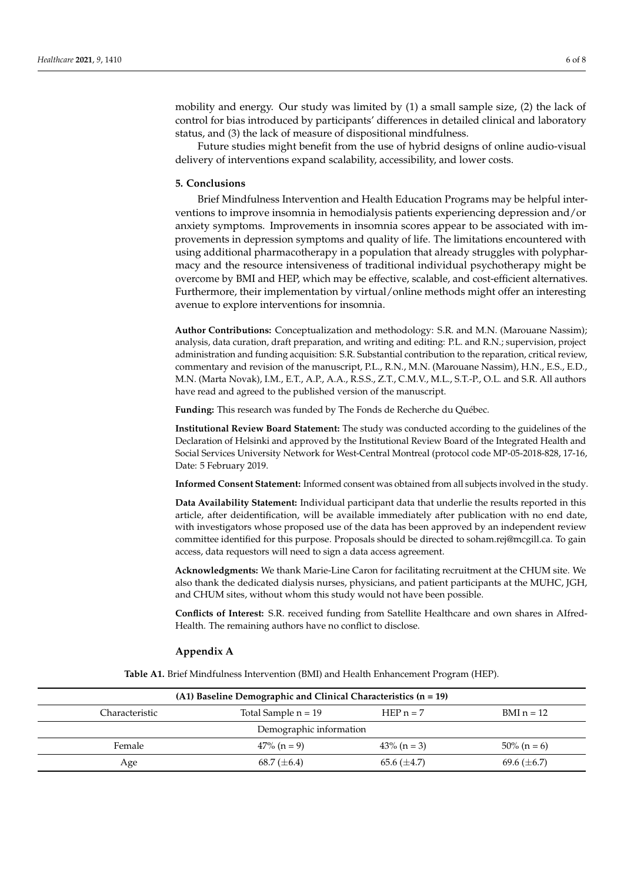mobility and energy. Our study was limited by (1) a small sample size, (2) the lack of control for bias introduced by participants' differences in detailed clinical and laboratory status, and (3) the lack of measure of dispositional mindfulness.

Future studies might benefit from the use of hybrid designs of online audio-visual delivery of interventions expand scalability, accessibility, and lower costs.

## 5. Conclusions

Brief Mindfulness Intervention and Health Education Programs may be helpful interventions to improve insomnia in hemodialysis patients experiencing depression and/or anxiety symptoms. Improvements in insomnia scores appear to be associated with improvements in depression symptoms and quality of life. The limitations encountered with using additional pharmacotherapy in a population that already struggles with polypharmacy and the resource intensiveness of traditional individual psychotherapy might be overcome by BMI and HEP, which may be effective, scalable, and cost-efficient alternatives. Furthermore, their implementation by virtual/online methods might offer an interesting avenue to explore interventions for insomnia.

**Author Contributions:** Conceptualization and methodology: S.R. and M.N. (Marouane Nassim); analysis, data curation, draft preparation, and writing and editing: P.L. and R.N.; supervision, project administration and funding acquisition: S.R. Substantial contribution to the reparation, critical review, commentary and revision of the manuscript, P.L., R.N., M.N. (Marouane Nassim), H.N., E.S., E.D., M.N. (Marta Novak), I.M., E.T., A.P., A.A., R.S.S., Z.T., C.M.V., M.L., S.T.-P., O.L. and S.R. All authors have read and agreed to the published version of the manuscript.

**Funding:** This research was funded by The Fonds de Recherche du Québec.

**Institutional Review Board Statement:** The study was conducted according to the guidelines of the Declaration of Helsinki and approved by the Institutional Review Board of the Integrated Health and Social Services University Network for West-Central Montreal (protocol code MP-05-2018-828, 17-16, Date: 5 February 2019.

**Informed Consent Statement:** Informed consent was obtained from all subjects involved in the study.

**Data Availability Statement:** Individual participant data that underlie the results reported in this article, after deidentification, will be available immediately after publication with no end date, with investigators whose proposed use of the data has been approved by an independent review committee identified for this purpose. Proposals should be directed to soham.rej@mcgill.ca. To gain access, data requestors will need to sign a data access agreement.

**Acknowledgments:** We thank Marie-Line Caron for facilitating recruitment at the CHUM site. We also thank the dedicated dialysis nurses, physicians, and patient participants at the MUHC, JGH, and CHUM sites, without whom this study would not have been possible.

**Conflicts of Interest:** S.R. received funding from Satellite Healthcare and own shares in AIfred-Health. The remaining authors have no conflict to disclose.

## Appendix A

**Table A1.** Brief Mindfulness Intervention (BMI) and Health Enhancement Program (HEP).

| (A1) Baseline Demographic and Clinical Characteristics (n = 19) | | | |
|---|---|---|---|
| Characteristic | Total Sample n = 19 | HEP n = 7 | BMI n = 12 |
| Demographic information | | | |
| Female | 47% (n = 9) | 43% (n = 3) | 50% (n = 6) |
| Age | 68.7 (±6.4) | 65.6 (±4.7) | 69.6 (±6.7) |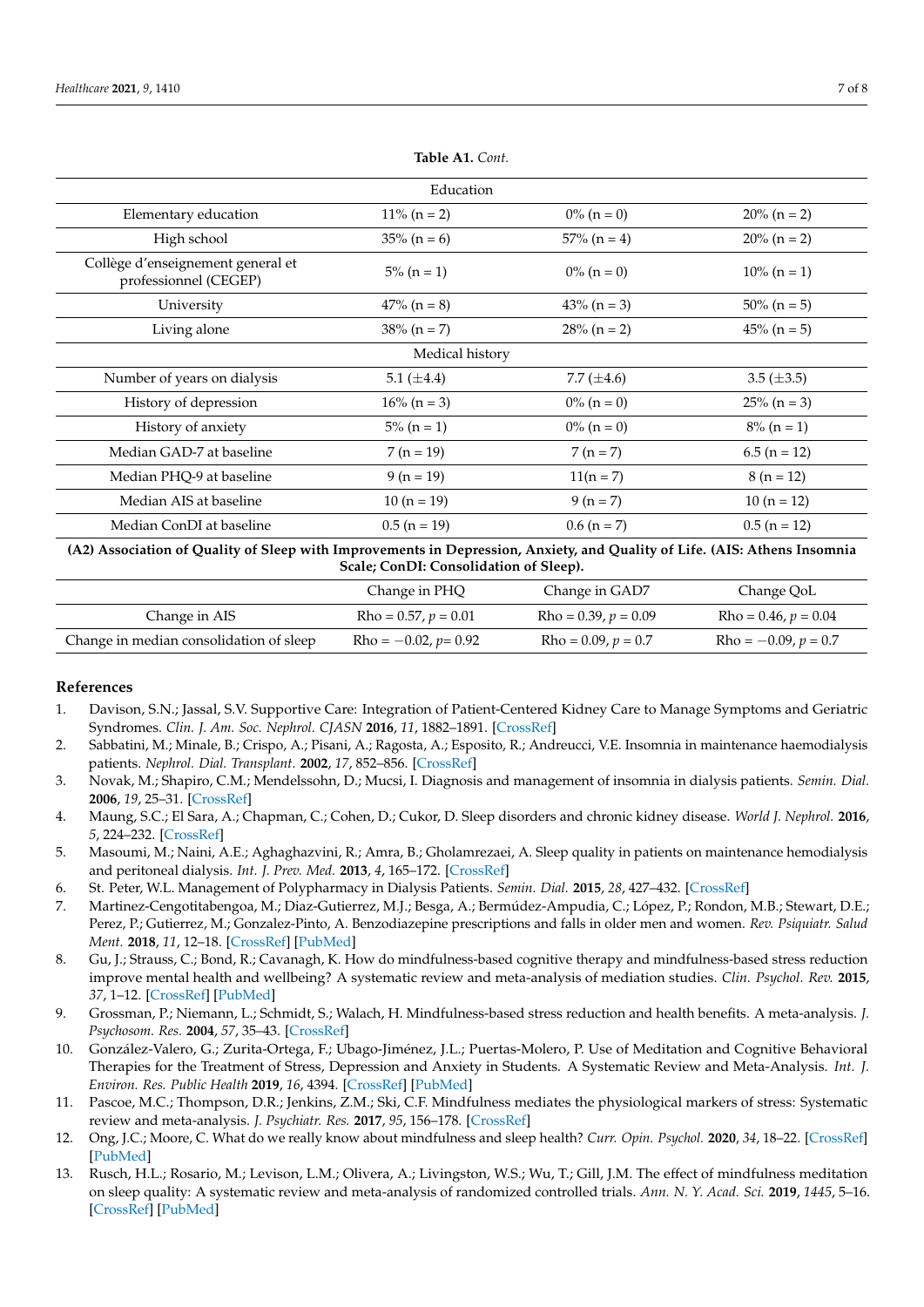**Table A1.** *Cont.*

| | | | |
|---|---|---|---|
| Education | | | |
| Elementary education | 11% (n = 2) | 0% (n = 0) | 20% (n = 2) |
| High school | 35% (n = 6) | 57% (n = 4) | 20% (n = 2) |
| Collège d'enseignement general et professionnel (CEGEP) | 5% (n = 1) | 0% (n = 0) | 10% (n = 1) |
| University | 47% (n = 8) | 43% (n = 3) | 50% (n = 5) |
| Living alone | 38% (n = 7) | 28% (n = 2) | 45% (n = 5) |
| Medical history | | | |
| Number of years on dialysis | 5.1 (±4.4) | 7.7 (±4.6) | 3.5 (±3.5) |
| History of depression | 16% (n = 3) | 0% (n = 0) | 25% (n = 3) |
| History of anxiety | 5% (n = 1) | 0% (n = 0) | 8% (n = 1) |
| Median GAD-7 at baseline | 7 (n = 19) | 7 (n = 7) | 6.5 (n = 12) |
| Median PHQ-9 at baseline | 9 (n = 19) | 11(n = 7) | 8 (n = 12) |
| Median AIS at baseline | 10 (n = 19) | 9 (n = 7) | 10 (n = 12) |
| Median ConDI at baseline | 0.5 (n = 19) | 0.6 (n = 7) | 0.5 (n = 12) |

**(A2) Association of Quality of Sleep with Improvements in Depression, Anxiety, and Quality of Life. (AIS: Athens Insomnia Scale; ConDI: Consolidation of Sleep).**

| | Change in PHQ | Change in GAD7 | Change QoL |
|---|---|---|---|
| Change in AIS | Rho = 0.57, $p = 0.01$ | Rho = 0.39, $p = 0.09$ | Rho = 0.46, $p = 0.04$ |
| Change in median consolidation of sleep | Rho = −0.02, $p = 0.92$ | Rho = 0.09, $p = 0.7$ | Rho = −0.09, $p = 0.7$ |

## References

1. Davison, S.N.; Jassal, S.V. Supportive Care: Integration of Patient-Centered Kidney Care to Manage Symptoms and Geriatric Syndromes. *Clin. J. Am. Soc. Nephrol. CJASN* **2016**, *11*, 1882–1891. [CrossRef]
2. Sabbatini, M.; Minale, B.; Crispo, A.; Pisani, A.; Ragosta, A.; Esposito, R.; Andreucci, V.E. Insomnia in maintenance haemodialysis patients. *Nephrol. Dial. Transplant.* **2002**, *17*, 852–856. [CrossRef]
3. Novak, M.; Shapiro, C.M.; Mendelssohn, D.; Mucsi, I. Diagnosis and management of insomnia in dialysis patients. *Semin. Dial.* **2006**, *19*, 25–31. [CrossRef]
4. Maung, S.C.; El Sara, A.; Chapman, C.; Cohen, D.; Cukor, D. Sleep disorders and chronic kidney disease. *World J. Nephrol.* **2016**, *5*, 224–232. [CrossRef]
5. Masoumi, M.; Naini, A.E.; Aghaghazvini, R.; Amra, B.; Gholamrezaei, A. Sleep quality in patients on maintenance hemodialysis and peritoneal dialysis. *Int. J. Prev. Med.* **2013**, *4*, 165–172. [CrossRef]
6. St. Peter, W.L. Management of Polypharmacy in Dialysis Patients. *Semin. Dial.* **2015**, *28*, 427–432. [CrossRef]
7. Martinez-Cengotitabengoa, M.; Diaz-Gutierrez, M.J.; Besga, A.; Bermúdez-Ampudia, C.; López, P.; Rondon, M.B.; Stewart, D.E.; Perez, P.; Gutierrez, M.; Gonzalez-Pinto, A. Benzodiazepine prescriptions and falls in older men and women. *Rev. Psiquiatr. Salud Ment.* **2018**, *11*, 12–18. [CrossRef] [PubMed]
8. Gu, J.; Strauss, C.; Bond, R.; Cavanagh, K. How do mindfulness-based cognitive therapy and mindfulness-based stress reduction improve mental health and wellbeing? A systematic review and meta-analysis of mediation studies. *Clin. Psychol. Rev.* **2015**, *37*, 1–12. [CrossRef] [PubMed]
9. Grossman, P.; Niemann, L.; Schmidt, S.; Walach, H. Mindfulness-based stress reduction and health benefits. A meta-analysis. *J. Psychosom. Res.* **2004**, *57*, 35–43. [CrossRef]
10. González-Valero, G.; Zurita-Ortega, F.; Ubago-Jiménez, J.L.; Puertas-Molero, P. Use of Meditation and Cognitive Behavioral Therapies for the Treatment of Stress, Depression and Anxiety in Students. A Systematic Review and Meta-Analysis. *Int. J. Environ. Res. Public Health* **2019**, *16*, 4394. [CrossRef] [PubMed]
11. Pascoe, M.C.; Thompson, D.R.; Jenkins, Z.M.; Ski, C.F. Mindfulness mediates the physiological markers of stress: Systematic review and meta-analysis. *J. Psychiatr. Res.* **2017**, *95*, 156–178. [CrossRef]
12. Ong, J.C.; Moore, C. What do we really know about mindfulness and sleep health? *Curr. Opin. Psychol.* **2020**, *34*, 18–22. [CrossRef] [PubMed]
13. Rusch, H.L.; Rosario, M.; Levison, L.M.; Olivera, A.; Livingston, W.S.; Wu, T.; Gill, J.M. The effect of mindfulness meditation on sleep quality: A systematic review and meta-analysis of randomized controlled trials. *Ann. N. Y. Acad. Sci.* **2019**, *1445*, 5–16. [CrossRef] [PubMed]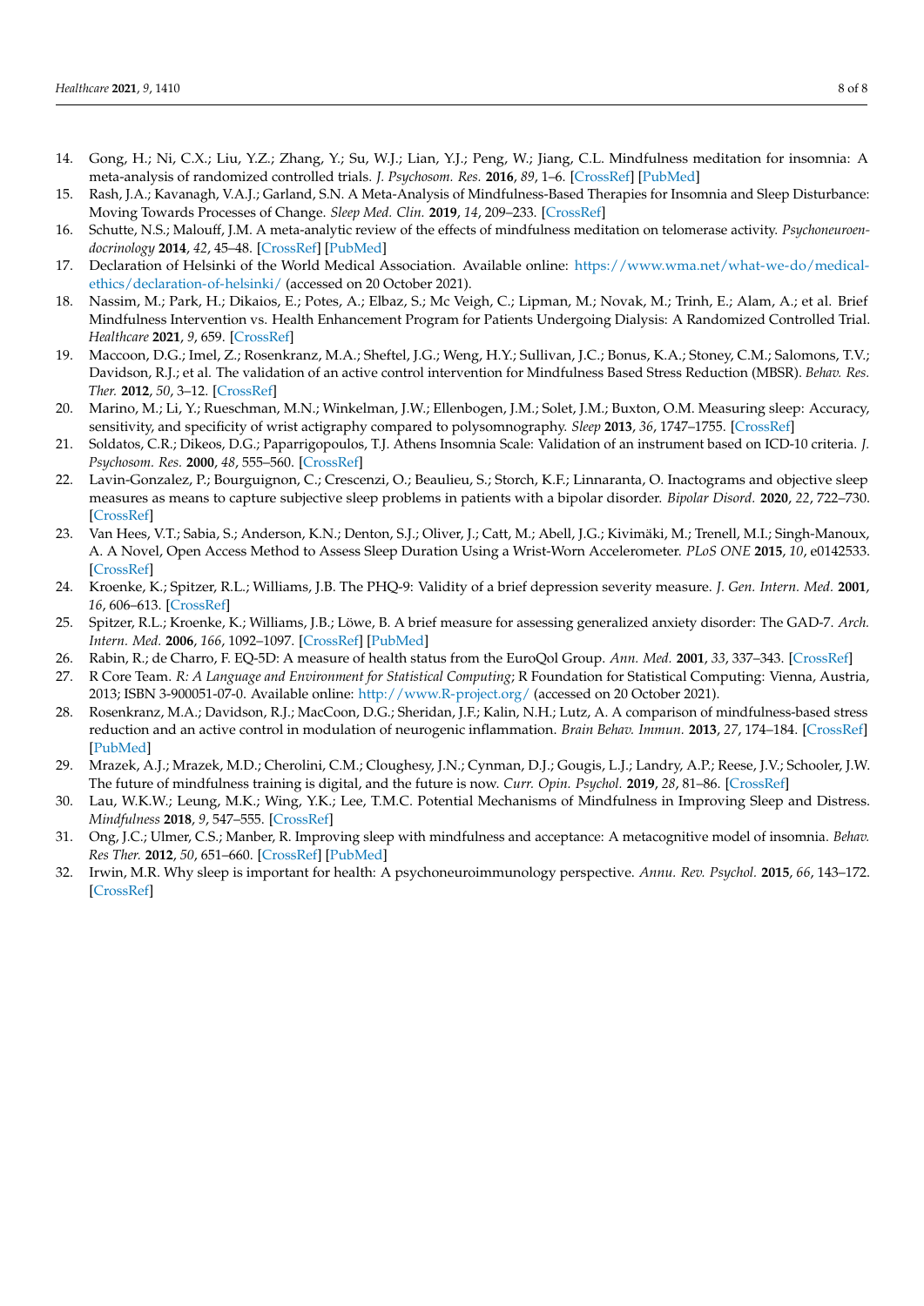14. Gong, H.; Ni, C.X.; Liu, Y.Z.; Zhang, Y.; Su, W.J.; Lian, Y.J.; Peng, W.; Jiang, C.L. Mindfulness meditation for insomnia: A meta-analysis of randomized controlled trials. *J. Psychosom. Res.* **2016**, *89*, 1–6. [CrossRef] [PubMed]
15. Rash, J.A.; Kavanagh, V.A.J.; Garland, S.N. A Meta-Analysis of Mindfulness-Based Therapies for Insomnia and Sleep Disturbance: Moving Towards Processes of Change. *Sleep Med. Clin.* **2019**, *14*, 209–233. [CrossRef]
16. Schutte, N.S.; Malouff, J.M. A meta-analytic review of the effects of mindfulness meditation on telomerase activity. *Psychoneuroendocrinology* **2014**, *42*, 45–48. [CrossRef] [PubMed]
17. Declaration of Helsinki of the World Medical Association. Available online: https://www.wma.net/what-we-do/medical-ethics/declaration-of-helsinki/ (accessed on 20 October 2021).
18. Nassim, M.; Park, H.; Dikaios, E.; Potes, A.; Elbaz, S.; Mc Veigh, C.; Lipman, M.; Novak, M.; Trinh, E.; Alam, A.; et al. Brief Mindfulness Intervention vs. Health Enhancement Program for Patients Undergoing Dialysis: A Randomized Controlled Trial. *Healthcare* **2021**, *9*, 659. [CrossRef]
19. Maccoon, D.G.; Imel, Z.; Rosenkranz, M.A.; Sheftel, J.G.; Weng, H.Y.; Sullivan, J.C.; Bonus, K.A.; Stoney, C.M.; Salomons, T.V.; Davidson, R.J.; et al. The validation of an active control intervention for Mindfulness Based Stress Reduction (MBSR). *Behav. Res. Ther.* **2012**, *50*, 3–12. [CrossRef]
20. Marino, M.; Li, Y.; Rueschman, M.N.; Winkelman, J.W.; Ellenbogen, J.M.; Solet, J.M.; Buxton, O.M. Measuring sleep: Accuracy, sensitivity, and specificity of wrist actigraphy compared to polysomnography. *Sleep* **2013**, *36*, 1747–1755. [CrossRef]
21. Soldatos, C.R.; Dikeos, D.G.; Paparrigopoulos, T.J. Athens Insomnia Scale: Validation of an instrument based on ICD-10 criteria. *J. Psychosom. Res.* **2000**, *48*, 555–560. [CrossRef]
22. Lavin-Gonzalez, P.; Bourguignon, C.; Crescenzi, O.; Beaulieu, S.; Storch, K.F.; Linnaranta, O. Inactograms and objective sleep measures as means to capture subjective sleep problems in patients with a bipolar disorder. *Bipolar Disord.* **2020**, *22*, 722–730. [CrossRef]
23. Van Hees, V.T.; Sabia, S.; Anderson, K.N.; Denton, S.J.; Oliver, J.; Catt, M.; Abell, J.G.; Kivimäki, M.; Trenell, M.I.; Singh-Manoux, A. A Novel, Open Access Method to Assess Sleep Duration Using a Wrist-Worn Accelerometer. *PLoS ONE* **2015**, *10*, e0142533. [CrossRef]
24. Kroenke, K.; Spitzer, R.L.; Williams, J.B. The PHQ-9: Validity of a brief depression severity measure. *J. Gen. Intern. Med.* **2001**, *16*, 606–613. [CrossRef]
25. Spitzer, R.L.; Kroenke, K.; Williams, J.B.; Löwe, B. A brief measure for assessing generalized anxiety disorder: The GAD-7. *Arch. Intern. Med.* **2006**, *166*, 1092–1097. [CrossRef] [PubMed]
26. Rabin, R.; de Charro, F. EQ-5D: A measure of health status from the EuroQol Group. *Ann. Med.* **2001**, *33*, 337–343. [CrossRef]
27. R Core Team. *R: A Language and Environment for Statistical Computing*; R Foundation for Statistical Computing: Vienna, Austria, 2013; ISBN 3-900051-07-0. Available online: http://www.R-project.org/ (accessed on 20 October 2021).
28. Rosenkranz, M.A.; Davidson, R.J.; MacCoon, D.G.; Sheridan, J.F.; Kalin, N.H.; Lutz, A. A comparison of mindfulness-based stress reduction and an active control in modulation of neurogenic inflammation. *Brain Behav. Immun.* **2013**, *27*, 174–184. [CrossRef] [PubMed]
29. Mrazek, A.J.; Mrazek, M.D.; Cherolini, C.M.; Cloughesy, J.N.; Cynman, D.J.; Gougis, L.J.; Landry, A.P.; Reese, J.V.; Schooler, J.W. The future of mindfulness training is digital, and the future is now. *Curr. Opin. Psychol.* **2019**, *28*, 81–86. [CrossRef]
30. Lau, W.K.W.; Leung, M.K.; Wing, Y.K.; Lee, T.M.C. Potential Mechanisms of Mindfulness in Improving Sleep and Distress. *Mindfulness* **2018**, *9*, 547–555. [CrossRef]
31. Ong, J.C.; Ulmer, C.S.; Manber, R. Improving sleep with mindfulness and acceptance: A metacognitive model of insomnia. *Behav. Res Ther.* **2012**, *50*, 651–660. [CrossRef] [PubMed]
32. Irwin, M.R. Why sleep is important for health: A psychoneuroimmunology perspective. *Annu. Rev. Psychol.* **2015**, *66*, 143–172. [CrossRef]